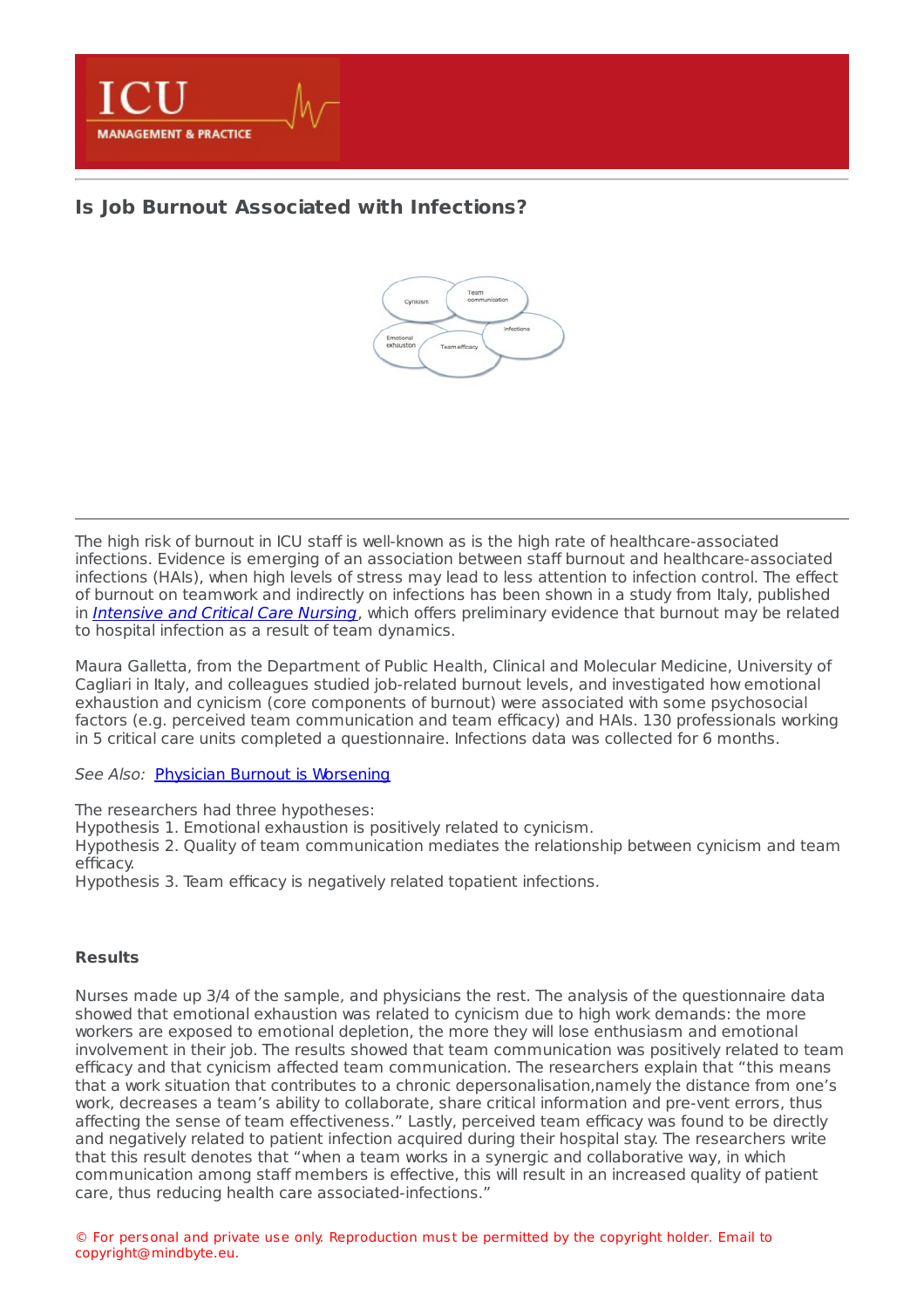# Is Job Burnout Associated with Infections?

The high risk of burnout in ICU staff is well-known as is the high rate of healthcare-associated infections. Evidence is emerging of an association between staff burnout and healthcare-associated infections (HAIs), when high levels of stress may lead to less attention to infection control. The effect of burnout on teamwork and indirectly on infections has been shown in a study from Italy, published in *Intensive and Critical Care Nursing*, which offers preliminary evidence that burnout may be related to hospital infection as a result of team dynamics.

Maura Galletta, from the Department of Public Health, Clinical and Molecular Medicine, University of Cagliari in Italy, and colleagues studied job-related burnout levels, and investigated how emotional exhaustion and cynicism (core components of burnout) were associated with some psychosocial factors (e.g. perceived team communication and team efficacy) and HAIs. 130 professionals working in 5 critical care units completed a questionnaire. Infections data was collected for 6 months.

*See Also:* Physician Burnout is Worsening

The researchers had three hypotheses:
Hypothesis 1. Emotional exhaustion is positively related to cynicism.
Hypothesis 2. Quality of team communication mediates the relationship between cynicism and team efficacy.
Hypothesis 3. Team efficacy is negatively related topatient infections.

**Results**

Nurses made up 3/4 of the sample, and physicians the rest. The analysis of the questionnaire data showed that emotional exhaustion was related to cynicism due to high work demands: the more workers are exposed to emotional depletion, the more they will lose enthusiasm and emotional involvement in their job. The results showed that team communication was positively related to team efficacy and that cynicism affected team communication. The researchers explain that "this means that a work situation that contributes to a chronic depersonalisation,namely the distance from one's work, decreases a team's ability to collaborate, share critical information and pre-vent errors, thus affecting the sense of team effectiveness." Lastly, perceived team efficacy was found to be directly and negatively related to patient infection acquired during their hospital stay. The researchers write that this result denotes that "when a team works in a synergic and collaborative way, in which communication among staff members is effective, this will result in an increased quality of patient care, thus reducing health care associated-infections."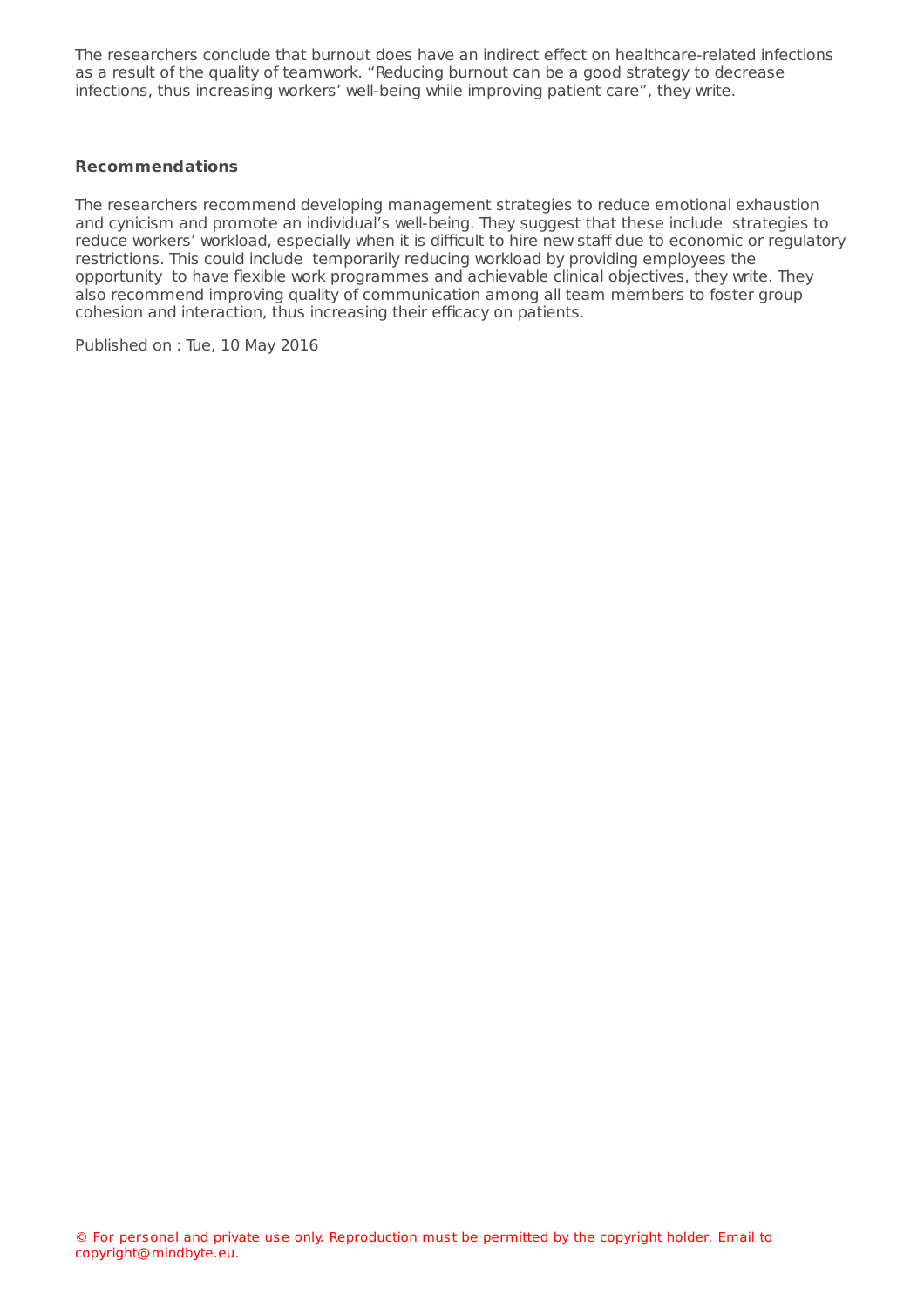The researchers conclude that burnout does have an indirect effect on healthcare-related infections as a result of the quality of teamwork. “Reducing burnout can be a good strategy to decrease infections, thus increasing workers’ well-being while improving patient care”, they write.

**Recommendations**

The researchers recommend developing management strategies to reduce emotional exhaustion and cynicism and promote an individual’s well-being. They suggest that these include strategies to reduce workers’ workload, especially when it is difficult to hire new staff due to economic or regulatory restrictions. This could include temporarily reducing workload by providing employees the opportunity to have flexible work programmes and achievable clinical objectives, they write. They also recommend improving quality of communication among all team members to foster group cohesion and interaction, thus increasing their efficacy on patients.

Published on : Tue, 10 May 2016

© For personal and private use only. Reproduction must be permitted by the copyright holder. Email to copyright@mindbyte.eu.